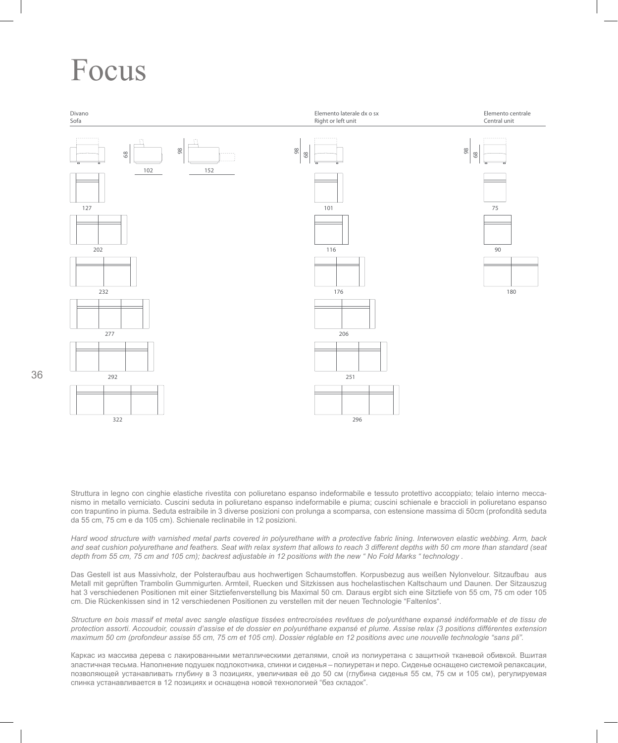# Focus

| Divano<br>Sofa | Elemento laterale dx o sx<br>Right or left unit | Elemento centrale<br>Central unit |
|---|---|---|
| 68 / 98 | 98 / 68 | 98 / 68 |
| 102 / 152 | | |
| 127 | 101 | 75 |
| 202 | 116 | 90 |
| 232 | 176 | 180 |
| 277 | 206 | |
| 292 | 251 | |
| 322 | 296 | |

Struttura in legno con cinghie elastiche rivestita con poliuretano espanso indeformabile e tessuto protettivo accoppiato; telaio interno meccanismo in metallo verniciato. Cuscini seduta in poliuretano espanso indeformabile e piuma; cuscini schienale e braccioli in poliuretano espanso con trapuntino in piuma. Seduta estraibile in 3 diverse posizioni con prolunga a scomparsa, con estensione massima di 50cm (profondità seduta da 55 cm, 75 cm e da 105 cm). Schienale reclinabile in 12 posizioni.

*Hard wood structure with varnished metal parts covered in polyurethane with a protective fabric lining. Interwoven elastic webbing. Arm, back and seat cushion polyurethane and feathers. Seat with relax system that allows to reach 3 different depths with 50 cm more than standard (seat depth from 55 cm, 75 cm and 105 cm); backrest adjustable in 12 positions with the new " No Fold Marks " technology .*

Das Gestell ist aus Massivholz, der Polsteraufbau aus hochwertigen Schaumstoffen. Korpusbezug aus weißen Nylonvelour. Sitzaufbau aus Metall mit geprüften Trambolin Gummigurten. Armteil, Ruecken und Sitzkissen aus hochelastischen Kaltschaum und Daunen. Der Sitzauszug hat 3 verschiedenen Positionen mit einer Sitztiefenverstellung bis Maximal 50 cm. Daraus ergibt sich eine Sitztiefe von 55 cm, 75 cm oder 105 cm. Die Rückenkissen sind in 12 verschiedenen Positionen zu verstellen mit der neuen Technologie "Faltenlos".

*Structure en bois massif et metal avec sangle elastique tissées entrecroisées revêtues de polyuréthane expansé indéformable et de tissu de protection assorti. Accoudoir, coussin d'assise et de dossier en polyuréthane expansé et plume. Assise relax (3 positions différentes extension maximum 50 cm (profondeur assise 55 cm, 75 cm et 105 cm). Dossier réglable en 12 positions avec une nouvelle technologie "sans pli".*

Каркас из массива дерева с лакированными металлическими деталями, слой из полиуретана с защитной тканевой обивкой. Вшитая эластичная тесьма. Наполнение подушек подлокотника, спинки и сиденья – полиуретан и перо. Сиденье оснащено системой релаксации, позволяющей устанавливать глубину в 3 позициях, увеличивая её до 50 см (глубина сиденья 55 см, 75 см и 105 см), регулируемая спинка устанавливается в 12 позициях и оснащена новой технологией "без складок".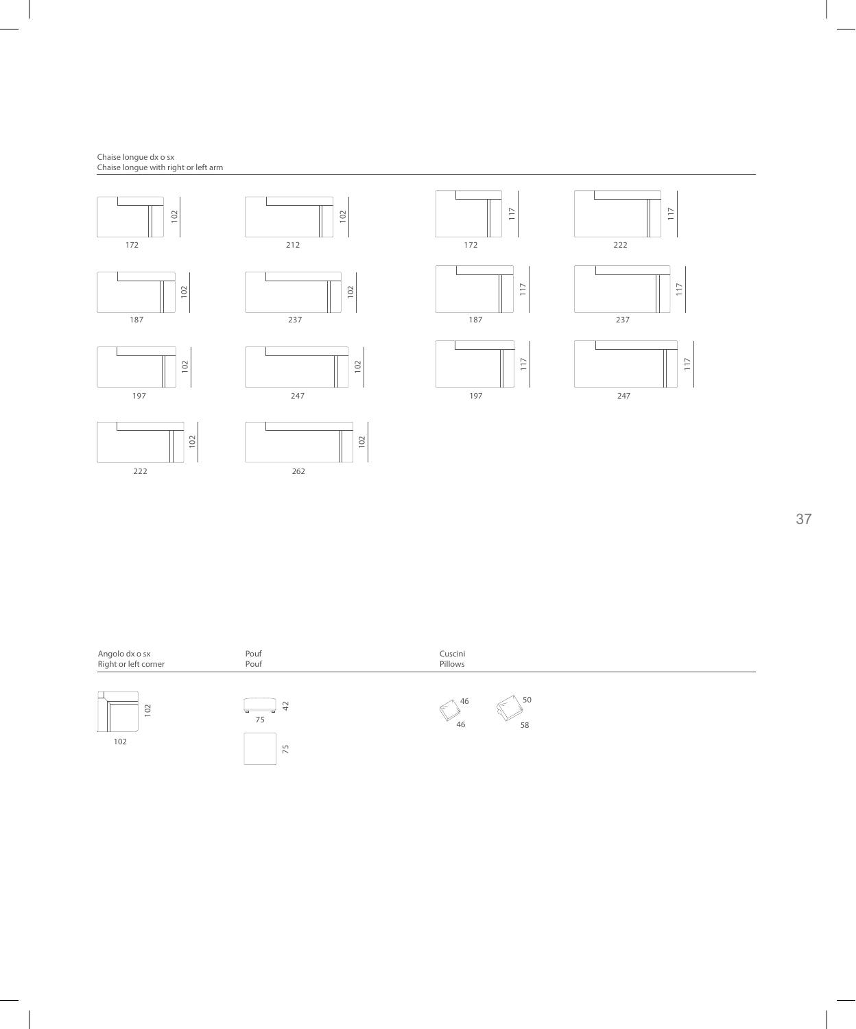Chaise longue dx o sx
Chaise longue with right or left arm

172
102

212
102

172
117

222
117

187
102

237
102

187
117

237
117

197
102

247
102

197
117

247
117

222
102

262
102

Angolo dx o sx
Right or left corner

102
102

Pouf
Pouf

75
42

75

Cuscini
Pillows

46
46

50
58